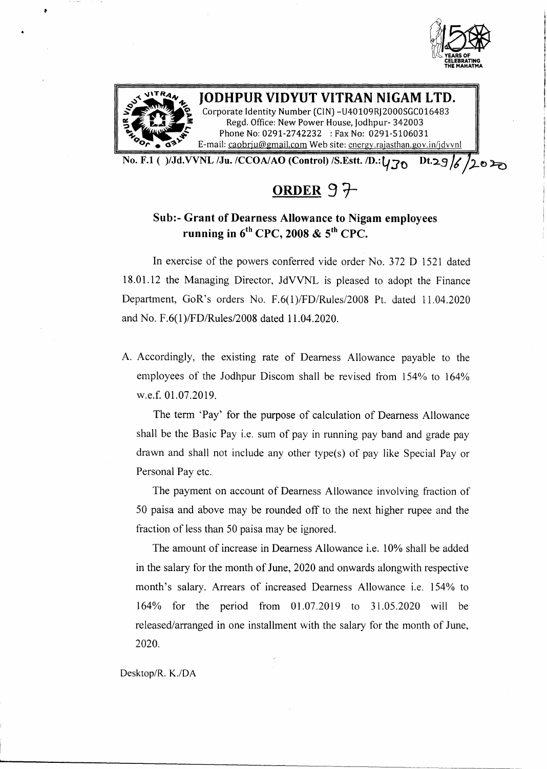YEARS OF CELEBRATING THE MAHATMA

# JODHPUR VIDYUT VITRAN NIGAM LTD.

Corporate Identity Number (CIN) -U40109RJ2000SGC016483
Regd. Office: New Power House, Jodhpur- 342003
Phone No: 0291-2742232 : Fax No: 0291-5106031
E-mail: caobrju@gmail.com Web site: energy.rajasthan.gov.in/jdvvnl

**No. F.1 ( )/Jd.VVNL /Ju. /CCOA/AO (Control) /S.Estt. /D.:430 Dt.29/6/2020**

## ORDER 97

### Sub:- Grant of Dearness Allowance to Nigam employees running in 6th CPC, 2008 & 5th CPC.

In exercise of the powers conferred vide order No. 372 D 1521 dated 18.01.12 the Managing Director, JdVVNL is pleased to adopt the Finance Department, GoR's orders No. F.6(1)/FD/Rules/2008 Pt. dated 11.04.2020 and No. F.6(1)/FD/Rules/2008 dated 11.04.2020.

A. Accordingly, the existing rate of Dearness Allowance payable to the employees of the Jodhpur Discom shall be revised from 154% to 164% w.e.f. 01.07.2019.

The term 'Pay' for the purpose of calculation of Dearness Allowance shall be the Basic Pay i.e. sum of pay in running pay band and grade pay drawn and shall not include any other type(s) of pay like Special Pay or Personal Pay etc.

The payment on account of Dearness Allowance involving fraction of 50 paisa and above may be rounded off to the next higher rupee and the fraction of less than 50 paisa may be ignored.

The amount of increase in Dearness Allowance i.e. 10% shall be added in the salary for the month of June, 2020 and onwards alongwith respective month's salary. Arrears of increased Dearness Allowance i.e. 154% to 164% for the period from 01.07.2019 to 31.05.2020 will be released/arranged in one installment with the salary for the month of June, 2020.

Desktop/R. K./DA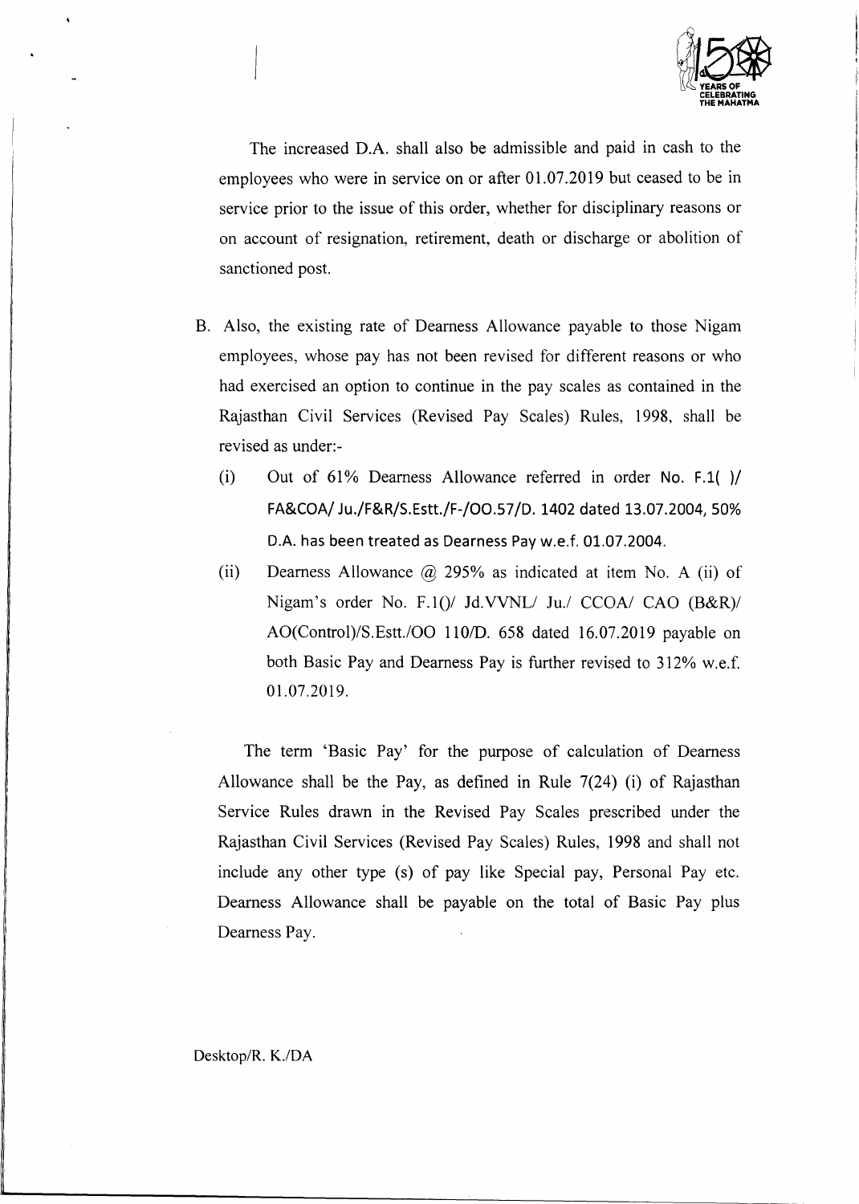The increased D.A. shall also be admissible and paid in cash to the employees who were in service on or after 01.07.2019 but ceased to be in service prior to the issue of this order, whether for disciplinary reasons or on account of resignation, retirement, death or discharge or abolition of sanctioned post.

B. Also, the existing rate of Dearness Allowance payable to those Nigam employees, whose pay has not been revised for different reasons or who had exercised an option to continue in the pay scales as contained in the Rajasthan Civil Services (Revised Pay Scales) Rules, 1998, shall be revised as under:-

   (i) Out of 61% Dearness Allowance referred in order No. F.1( )/ FA&COA/ Ju./F&R/S.Estt./F-/OO.57/D. 1402 dated 13.07.2004, 50% D.A. has been treated as Dearness Pay w.e.f. 01.07.2004.

   (ii) Dearness Allowance @ 295% as indicated at item No. A (ii) of Nigam's order No. F.1()/ Jd.VVNL/ Ju./ CCOA/ CAO (B&R)/ AO(Control)/S.Estt./OO 110/D. 658 dated 16.07.2019 payable on both Basic Pay and Dearness Pay is further revised to 312% w.e.f. 01.07.2019.

The term 'Basic Pay' for the purpose of calculation of Dearness Allowance shall be the Pay, as defined in Rule 7(24) (i) of Rajasthan Service Rules drawn in the Revised Pay Scales prescribed under the Rajasthan Civil Services (Revised Pay Scales) Rules, 1998 and shall not include any other type (s) of pay like Special pay, Personal Pay etc. Dearness Allowance shall be payable on the total of Basic Pay plus Dearness Pay.

Desktop/R. K./DA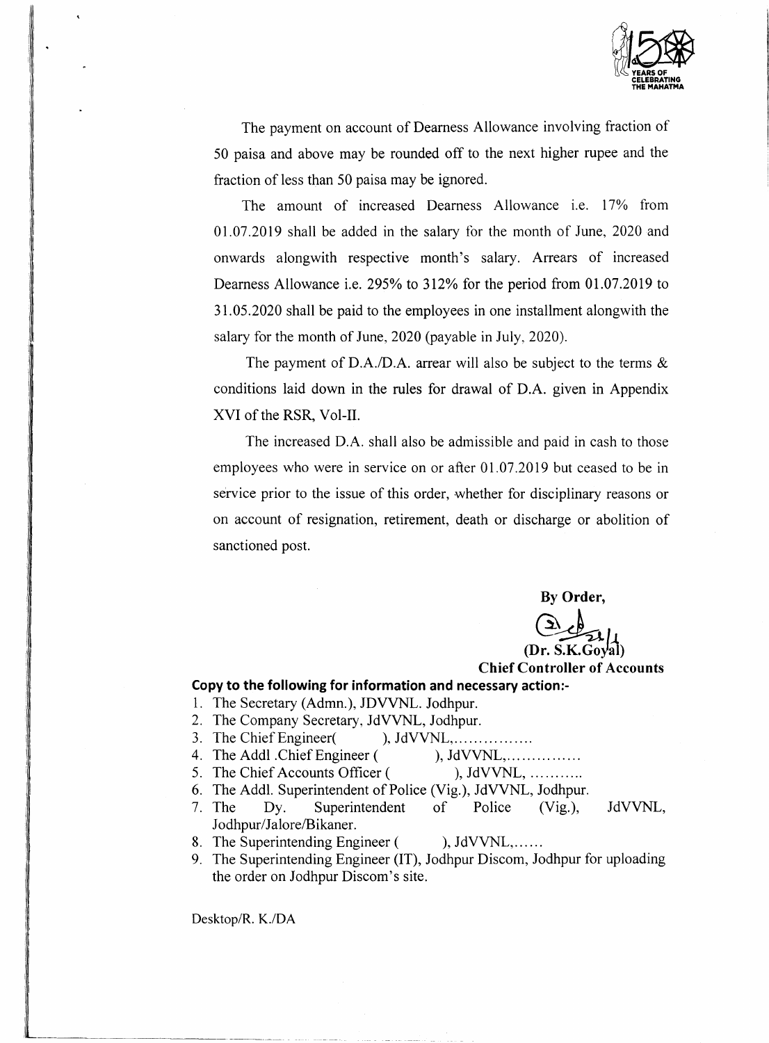The payment on account of Dearness Allowance involving fraction of 50 paisa and above may be rounded off to the next higher rupee and the fraction of less than 50 paisa may be ignored.

The amount of increased Dearness Allowance i.e. 17% from 01.07.2019 shall be added in the salary for the month of June, 2020 and onwards alongwith respective month's salary. Arrears of increased Dearness Allowance i.e. 295% to 312% for the period from 01.07.2019 to 31.05.2020 shall be paid to the employees in one installment alongwith the salary for the month of June, 2020 (payable in July, 2020).

The payment of D.A./D.A. arrear will also be subject to the terms & conditions laid down in the rules for drawal of D.A. given in Appendix XVI of the RSR, Vol-II.

The increased D.A. shall also be admissible and paid in cash to those employees who were in service on or after 01.07.2019 but ceased to be in service prior to the issue of this order, whether for disciplinary reasons or on account of resignation, retirement, death or discharge or abolition of sanctioned post.

**By Order,**

**(Dr. S.K.Goyal)**
**Chief Controller of Accounts**

**Copy to the following for information and necessary action:-**

1. The Secretary (Admn.), JDVVNL. Jodhpur.
2. The Company Secretary, JdVVNL, Jodhpur.
3. The Chief Engineer(          ), JdVVNL,................
4. The Addl .Chief Engineer (          ), JdVVNL,...............
5. The Chief Accounts Officer (          ), JdVVNL, ...........
6. The Addl. Superintendent of Police (Vig.), JdVVNL, Jodhpur.
7. The Dy. Superintendent of Police (Vig.), JdVVNL, Jodhpur/Jalore/Bikaner.
8. The Superintending Engineer (          ), JdVVNL,......
9. The Superintending Engineer (IT), Jodhpur Discom, Jodhpur for uploading the order on Jodhpur Discom's site.

Desktop/R. K./DA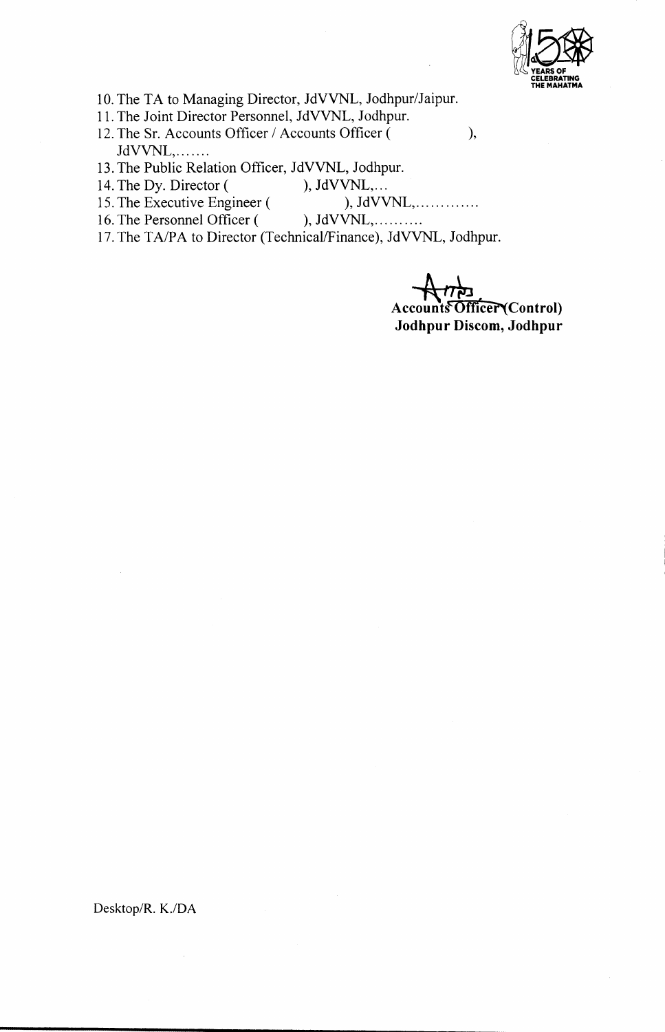10. The TA to Managing Director, JdVVNL, Jodhpur/Jaipur.
11. The Joint Director Personnel, JdVVNL, Jodhpur.
12. The Sr. Accounts Officer / Accounts Officer ( ), JdVVNL,.......
13. The Public Relation Officer, JdVVNL, Jodhpur.
14. The Dy. Director ( ), JdVVNL,...
15. The Executive Engineer ( ), JdVVNL,.............
16. The Personnel Officer ( ), JdVVNL,..........
17. The TA/PA to Director (Technical/Finance), JdVVNL, Jodhpur.

**Accounts Officer (Control)**
**Jodhpur Discom, Jodhpur**

Desktop/R. K./DA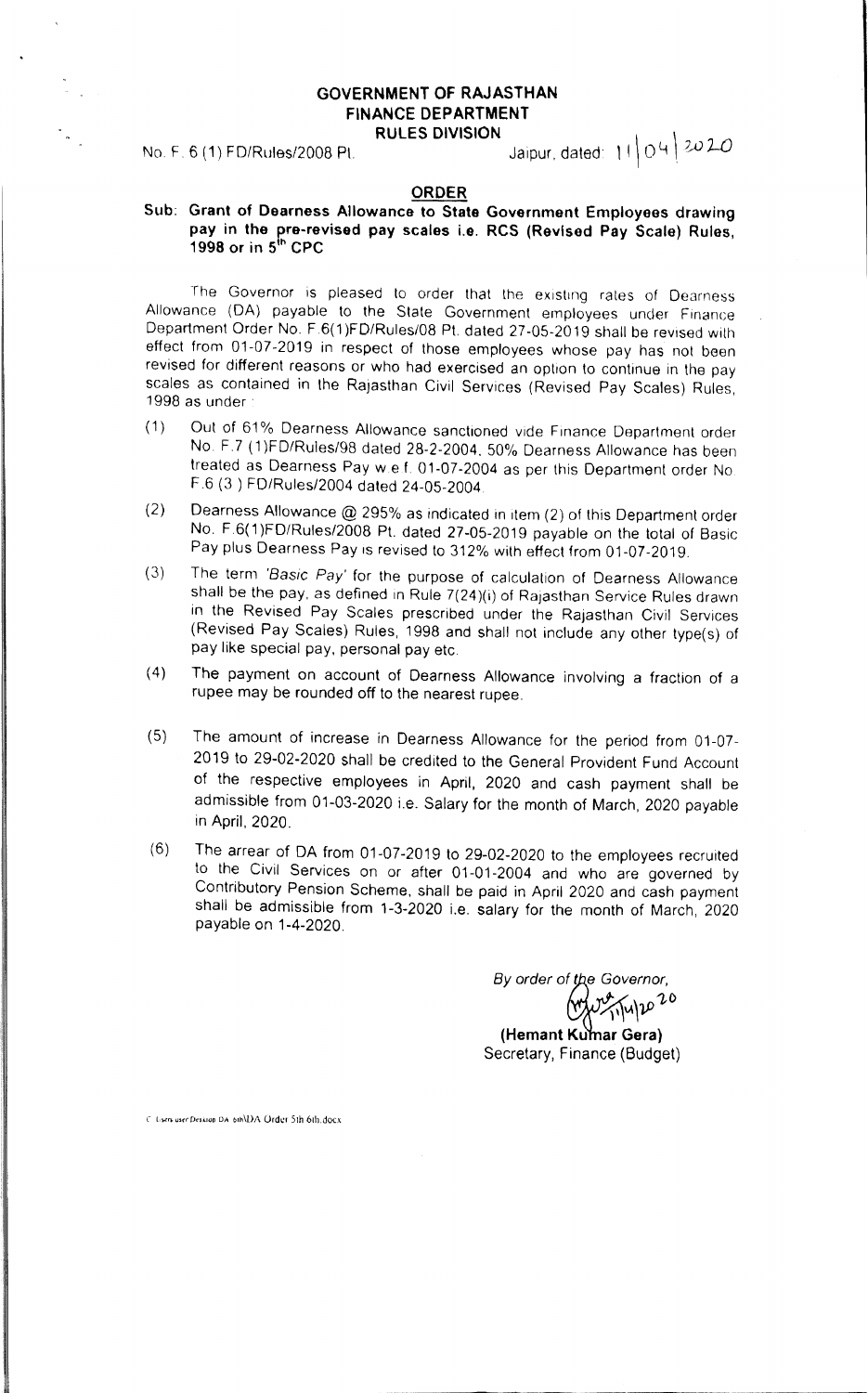# GOVERNMENT OF RAJASTHAN
## FINANCE DEPARTMENT
### RULES DIVISION

No. F. 6 (1) FD/Rules/2008 Pt.        Jaipur, dated: 11|04|2020

## ORDER

**Sub: Grant of Dearness Allowance to State Government Employees drawing pay in the pre-revised pay scales i.e. RCS (Revised Pay Scale) Rules, 1998 or in 5th CPC**

The Governor is pleased to order that the existing rates of Dearness Allowance (DA) payable to the State Government employees under Finance Department Order No. F.6(1)FD/Rules/08 Pt. dated 27-05-2019 shall be revised with effect from 01-07-2019 in respect of those employees whose pay has not been revised for different reasons or who had exercised an option to continue in the pay scales as contained in the Rajasthan Civil Services (Revised Pay Scales) Rules, 1998 as under :

(1) Out of 61% Dearness Allowance sanctioned vide Finance Department order No. F.7 (1)FD/Rules/98 dated 28-2-2004, 50% Dearness Allowance has been treated as Dearness Pay w.e.f. 01-07-2004 as per this Department order No. F.6 (3 ) FD/Rules/2004 dated 24-05-2004.

(2) Dearness Allowance @ 295% as indicated in item (2) of this Department order No. F.6(1)FD/Rules/2008 Pt. dated 27-05-2019 payable on the total of Basic Pay plus Dearness Pay is revised to 312% with effect from 01-07-2019.

(3) The term *'Basic Pay'* for the purpose of calculation of Dearness Allowance shall be the pay, as defined in Rule 7(24)(i) of Rajasthan Service Rules drawn in the Revised Pay Scales prescribed under the Rajasthan Civil Services (Revised Pay Scales) Rules, 1998 and shall not include any other type(s) of pay like special pay, personal pay etc.

(4) The payment on account of Dearness Allowance involving a fraction of a rupee may be rounded off to the nearest rupee.

(5) The amount of increase in Dearness Allowance for the period from 01-07-2019 to 29-02-2020 shall be credited to the General Provident Fund Account of the respective employees in April, 2020 and cash payment shall be admissible from 01-03-2020 i.e. Salary for the month of March, 2020 payable in April, 2020.

(6) The arrear of DA from 01-07-2019 to 29-02-2020 to the employees recruited to the Civil Services on or after 01-01-2004 and who are governed by Contributory Pension Scheme, shall be paid in April 2020 and cash payment shall be admissible from 1-3-2020 i.e. salary for the month of March, 2020 payable on 1-4-2020.

*By order of the Governor,*

11/4/2020

**(Hemant Kumar Gera)**
Secretary, Finance (Budget)

C:\Users\user\Desktop\DA 6th\DA Order 5th 6th.docx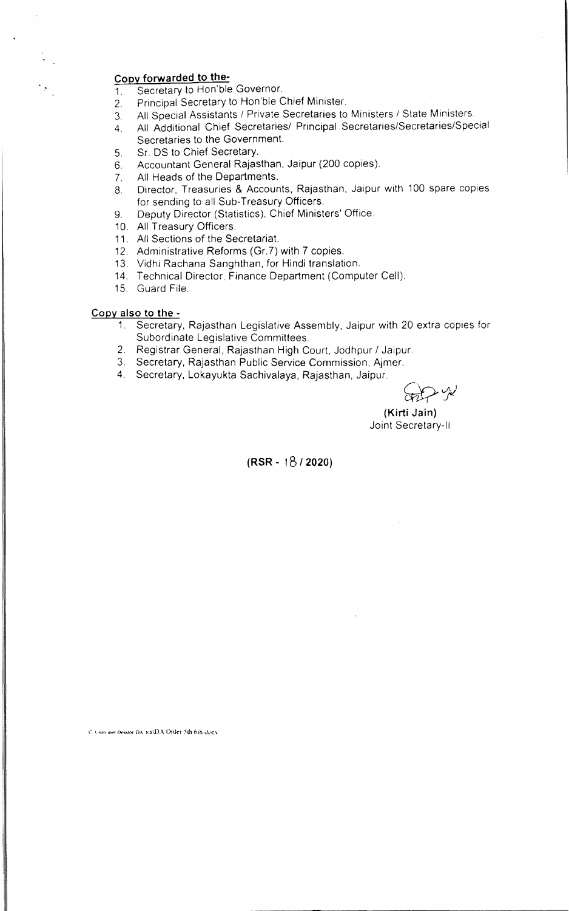**Copy forwarded to the-**

1. Secretary to Hon'ble Governor.
2. Principal Secretary to Hon'ble Chief Minister.
3. All Special Assistants / Private Secretaries to Ministers / State Ministers.
4. All Additional Chief Secretaries/ Principal Secretaries/Secretaries/Special Secretaries to the Government.
5. Sr. DS to Chief Secretary.
6. Accountant General Rajasthan, Jaipur (200 copies).
7. All Heads of the Departments.
8. Director, Treasuries & Accounts, Rajasthan, Jaipur with 100 spare copies for sending to all Sub-Treasury Officers.
9. Deputy Director (Statistics), Chief Ministers' Office.
10. All Treasury Officers.
11. All Sections of the Secretariat.
12. Administrative Reforms (Gr.7) with 7 copies.
13. Vidhi Rachana Sanghthan, for Hindi translation.
14. Technical Director, Finance Department (Computer Cell).
15. Guard File.

**Copy also to the -**

1. Secretary, Rajasthan Legislative Assembly, Jaipur with 20 extra copies for Subordinate Legislative Committees.
2. Registrar General, Rajasthan High Court, Jodhpur / Jaipur.
3. Secretary, Rajasthan Public Service Commission, Ajmer.
4. Secretary, Lokayukta Sachivalaya, Rajasthan, Jaipur.

**(Kirti Jain)**
Joint Secretary-II

**(RSR - 18 / 2020)**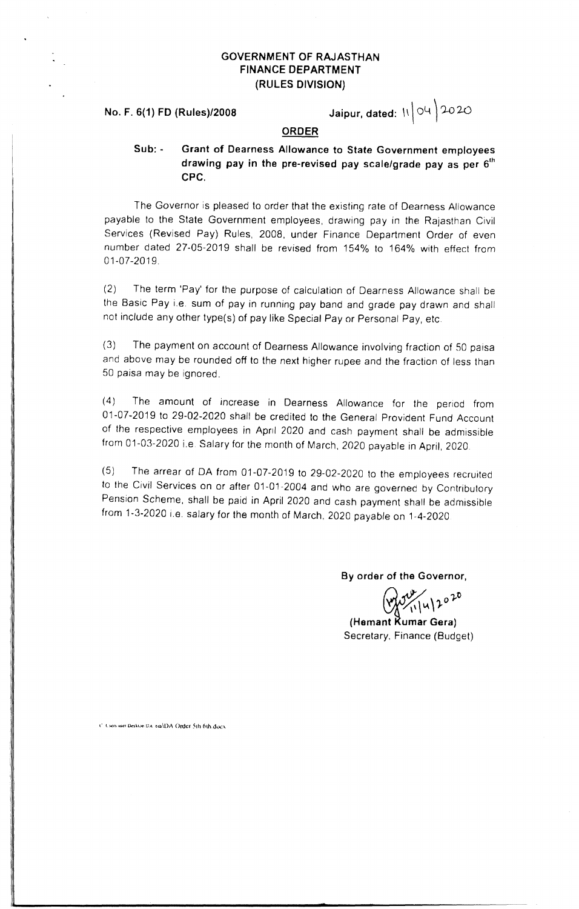**GOVERNMENT OF RAJASTHAN**
**FINANCE DEPARTMENT**
**(RULES DIVISION)**

**No. F. 6(1) FD (Rules)/2008** **Jaipur, dated: 11/04/2020**

## ORDER

**Sub: - Grant of Dearness Allowance to State Government employees drawing pay in the pre-revised pay scale/grade pay as per 6th CPC.**

The Governor is pleased to order that the existing rate of Dearness Allowance payable to the State Government employees, drawing pay in the Rajasthan Civil Services (Revised Pay) Rules, 2008, under Finance Department Order of even number dated 27-05-2019 shall be revised from 154% to 164% with effect from 01-07-2019.

(2) The term 'Pay' for the purpose of calculation of Dearness Allowance shall be the Basic Pay i.e. sum of pay in running pay band and grade pay drawn and shall not include any other type(s) of pay like Special Pay or Personal Pay, etc.

(3) The payment on account of Dearness Allowance involving fraction of 50 paisa and above may be rounded off to the next higher rupee and the fraction of less than 50 paisa may be ignored.

(4) The amount of increase in Dearness Allowance for the period from 01-07-2019 to 29-02-2020 shall be credited to the General Provident Fund Account of the respective employees in April 2020 and cash payment shall be admissible from 01-03-2020 i.e. Salary for the month of March, 2020 payable in April, 2020.

(5) The arrear of DA from 01-07-2019 to 29-02-2020 to the employees recruited to the Civil Services on or after 01-01-2004 and who are governed by Contributory Pension Scheme, shall be paid in April 2020 and cash payment shall be admissible from 1-3-2020 i.e. salary for the month of March, 2020 payable on 1-4-2020.

**By order of the Governor,**

11/4/2020

**(Hemant Kumar Gera)**
Secretary, Finance (Budget)

C:\Users\user\Desktop\DA 6th\DA Order 5th 6th.docx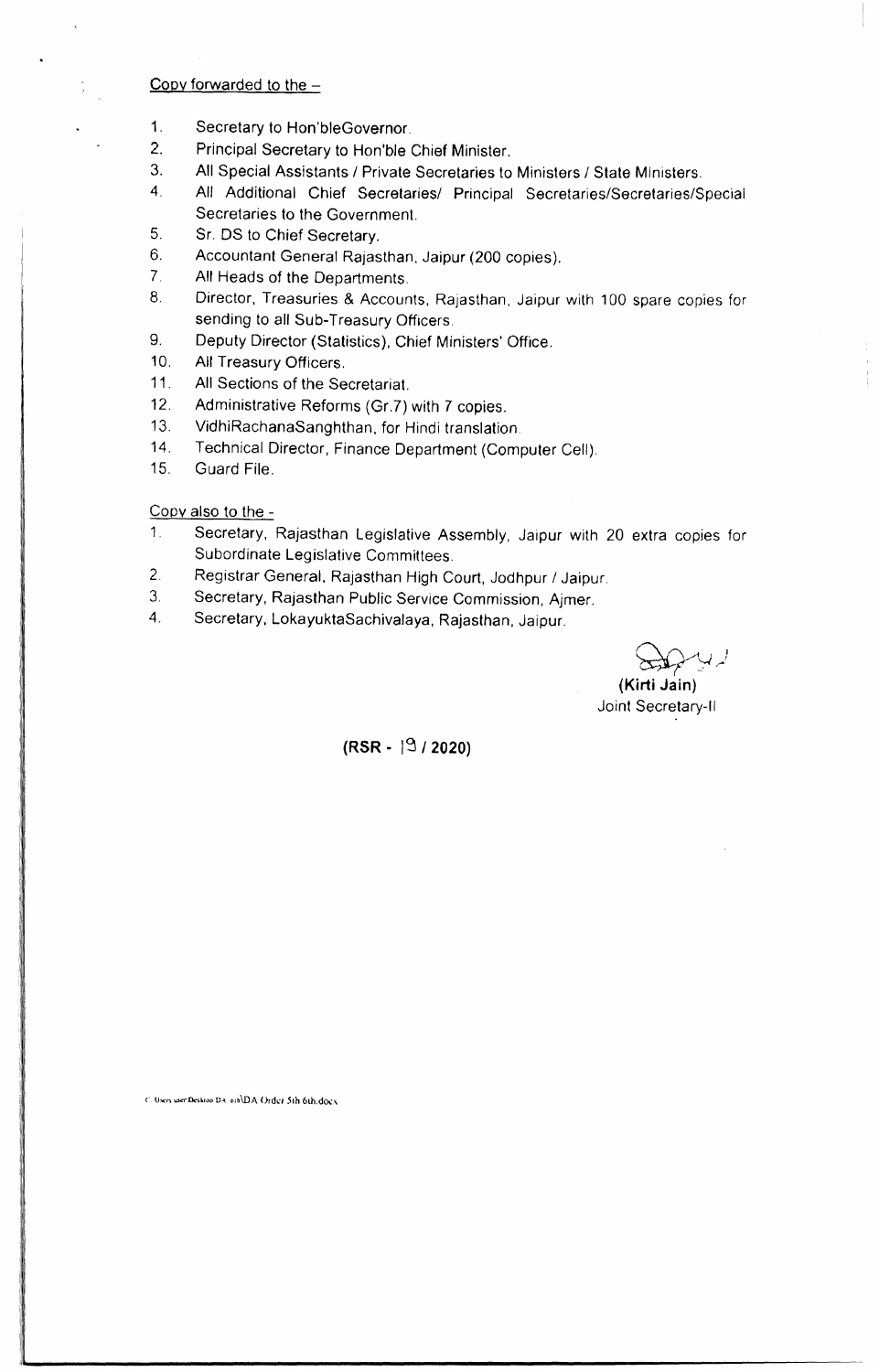Copy forwarded to the –

1. Secretary to Hon'bleGovernor.
2. Principal Secretary to Hon'ble Chief Minister.
3. All Special Assistants / Private Secretaries to Ministers / State Ministers.
4. All Additional Chief Secretaries/ Principal Secretaries/Secretaries/Special Secretaries to the Government.
5. Sr. DS to Chief Secretary.
6. Accountant General Rajasthan, Jaipur (200 copies).
7. All Heads of the Departments.
8. Director, Treasuries & Accounts, Rajasthan, Jaipur with 100 spare copies for sending to all Sub-Treasury Officers.
9. Deputy Director (Statistics), Chief Ministers' Office.
10. All Treasury Officers.
11. All Sections of the Secretariat.
12. Administrative Reforms (Gr.7) with 7 copies.
13. VidhiRachanaSanghthan, for Hindi translation.
14. Technical Director, Finance Department (Computer Cell).
15. Guard File.

Copy also to the -

1. Secretary, Rajasthan Legislative Assembly, Jaipur with 20 extra copies for Subordinate Legislative Committees.
2. Registrar General, Rajasthan High Court, Jodhpur / Jaipur.
3. Secretary, Rajasthan Public Service Commission, Ajmer.
4. Secretary, LokayuktaSachivalaya, Rajasthan, Jaipur.

**(Kirti Jain)**
Joint Secretary-II

**(RSR - 19 / 2020)**

C:\Users\user\Desktop\DA ord\DA Order 5th 6th.docx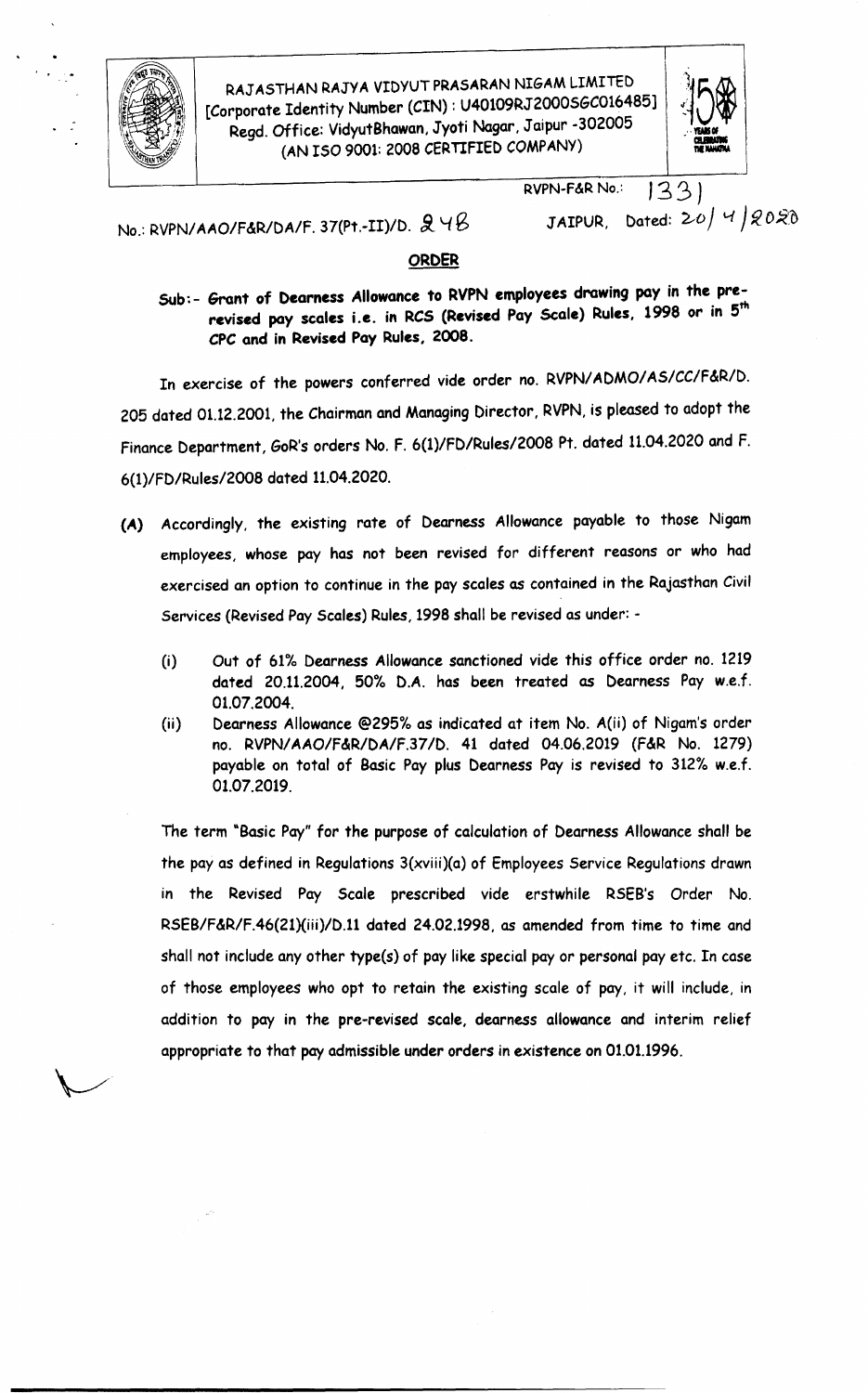RAJASTHAN RAJYA VIDYUT PRASARAN NIGAM LIMITED
[Corporate Identity Number (CIN) : U40109RJ2000SGC016485]
Regd. Office: VidyutBhawan, Jyoti Nagar, Jaipur -302005
(AN ISO 9001: 2008 CERTIFIED COMPANY)

RVPN-F&R No.: 1331

No.: RVPN/AAO/F&R/DA/F. 37(Pt.-II)/D. 248 JAIPUR, Dated: 20/4/2020

## ORDER

**Sub:- Grant of Dearness Allowance to RVPN employees drawing pay in the pre-revised pay scales i.e. in RCS (Revised Pay Scale) Rules, 1998 or in 5th CPC and in Revised Pay Rules, 2008.**

In exercise of the powers conferred vide order no. RVPN/ADMO/AS/CC/F&R/D. 205 dated 01.12.2001, the Chairman and Managing Director, RVPN, is pleased to adopt the Finance Department, GoR's orders No. F. 6(1)/FD/Rules/2008 Pt. dated 11.04.2020 and F. 6(1)/FD/Rules/2008 dated 11.04.2020.

**(A)** Accordingly, the existing rate of Dearness Allowance payable to those Nigam employees, whose pay has not been revised for different reasons or who had exercised an option to continue in the pay scales as contained in the Rajasthan Civil Services (Revised Pay Scales) Rules, 1998 shall be revised as under: -

(i) Out of 61% Dearness Allowance sanctioned vide this office order no. 1219 dated 20.11.2004, 50% D.A. has been treated as Dearness Pay w.e.f. 01.07.2004.

(ii) Dearness Allowance @295% as indicated at item No. A(ii) of Nigam's order no. RVPN/AAO/F&R/DA/F.37/D. 41 dated 04.06.2019 (F&R No. 1279) payable on total of Basic Pay plus Dearness Pay is revised to 312% w.e.f. 01.07.2019.

The term "Basic Pay" for the purpose of calculation of Dearness Allowance shall be the pay as defined in Regulations 3(xviii)(a) of Employees Service Regulations drawn in the Revised Pay Scale prescribed vide erstwhile RSEB's Order No. RSEB/F&R/F.46(21)(iii)/D.11 dated 24.02.1998, as amended from time to time and shall not include any other type(s) of pay like special pay or personal pay etc. In case of those employees who opt to retain the existing scale of pay, it will include, in addition to pay in the pre-revised scale, dearness allowance and interim relief appropriate to that pay admissible under orders in existence on 01.01.1996.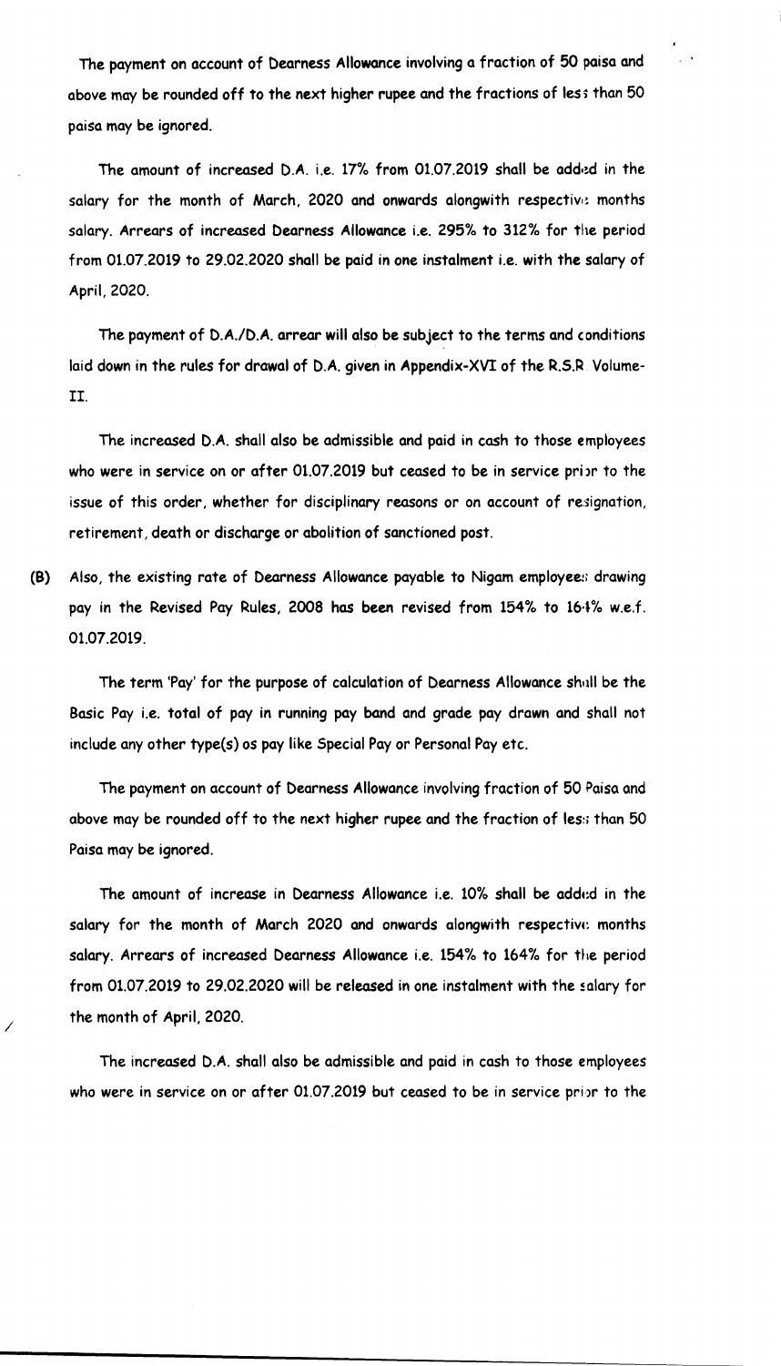The payment on account of Dearness Allowance involving a fraction of 50 paisa and above may be rounded off to the next higher rupee and the fractions of less than 50 paisa may be ignored.

The amount of increased D.A. i.e. 17% from 01.07.2019 shall be added in the salary for the month of March, 2020 and onwards alongwith respective months salary. Arrears of increased Dearness Allowance i.e. 295% to 312% for the period from 01.07.2019 to 29.02.2020 shall be paid in one instalment i.e. with the salary of April, 2020.

The payment of D.A./D.A. arrear will also be subject to the terms and conditions laid down in the rules for drawal of D.A. given in Appendix-XVI of the R.S.R Volume-II.

The increased D.A. shall also be admissible and paid in cash to those employees who were in service on or after 01.07.2019 but ceased to be in service prior to the issue of this order, whether for disciplinary reasons or on account of resignation, retirement, death or discharge or abolition of sanctioned post.

**(B)** Also, the existing rate of Dearness Allowance payable to Nigam employees drawing pay in the Revised Pay Rules, 2008 **has been** revised from 154% to 164% w.e.f. 01.07.2019.

The term 'Pay' for the purpose of calculation of Dearness Allowance shall be the Basic Pay i.e. total of pay in running pay band and grade pay drawn and shall not include any other type(s) os pay like Special Pay or Personal Pay etc.

The payment on account of Dearness Allowance involving fraction of 50 Paisa and above may be rounded off to the next higher rupee and the fraction of less than 50 Paisa may be ignored.

The amount of increase in Dearness Allowance i.e. 10% shall be added in the salary for the month of March 2020 and onwards alongwith respective months salary. Arrears of increased Dearness Allowance i.e. 154% to 164% for the period from 01.07.2019 to 29.02.2020 will be released in one instalment with the salary for the month of April, 2020.

The increased D.A. shall also be admissible and paid in cash to those employees who were in service on or after 01.07.2019 but ceased to be in service prior to the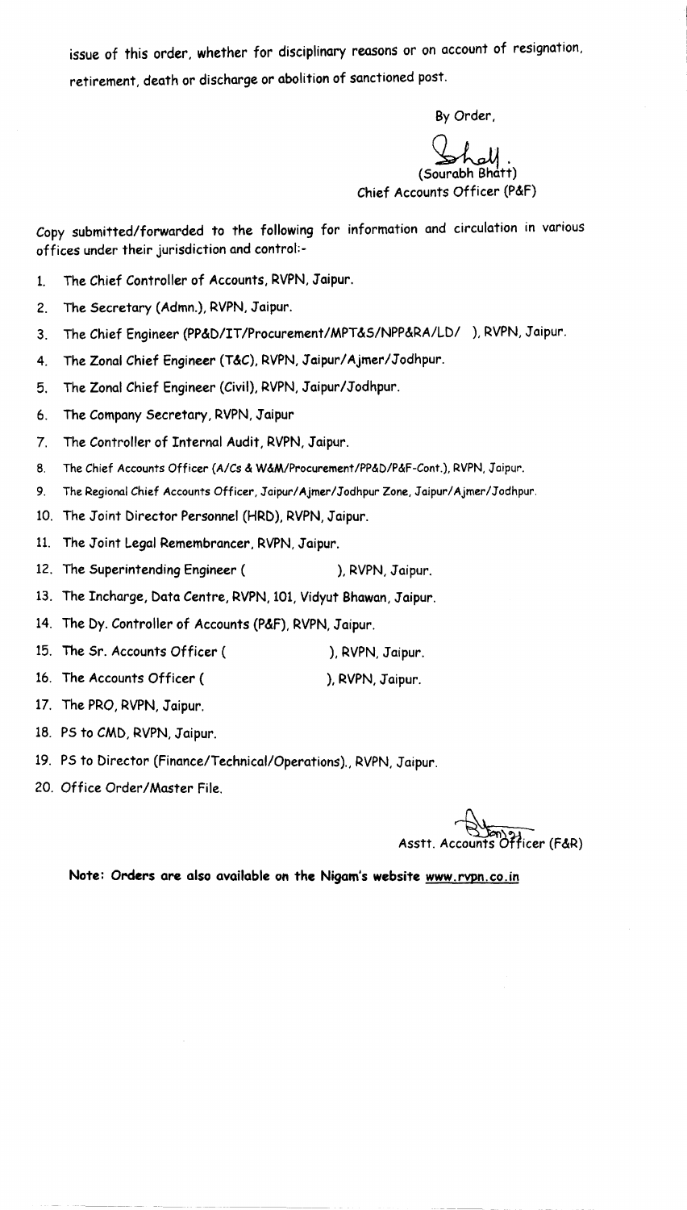issue of this order, whether for disciplinary reasons or on account of resignation, retirement, death or discharge or abolition of sanctioned post.

By Order,

(Sourabh Bhatt)
Chief Accounts Officer (P&F)

Copy submitted/forwarded to the following for information and circulation in various offices under their jurisdiction and control:-

1. The Chief Controller of Accounts, RVPN, Jaipur.
2. The Secretary (Admn.), RVPN, Jaipur.
3. The Chief Engineer (PP&D/IT/Procurement/MPT&S/NPP&RA/LD/ ), RVPN, Jaipur.
4. The Zonal Chief Engineer (T&C), RVPN, Jaipur/Ajmer/Jodhpur.
5. The Zonal Chief Engineer (Civil), RVPN, Jaipur/Jodhpur.
6. The Company Secretary, RVPN, Jaipur
7. The Controller of Internal Audit, RVPN, Jaipur.
8. The Chief Accounts Officer (A/Cs & W&M/Procurement/PP&D/P&F-Cont.), RVPN, Jaipur.
9. The Regional Chief Accounts Officer, Jaipur/Ajmer/Jodhpur Zone, Jaipur/Ajmer/Jodhpur.
10. The Joint Director Personnel (HRD), RVPN, Jaipur.
11. The Joint Legal Remembrancer, RVPN, Jaipur.
12. The Superintending Engineer ( ), RVPN, Jaipur.
13. The Incharge, Data Centre, RVPN, 101, Vidyut Bhawan, Jaipur.
14. The Dy. Controller of Accounts (P&F), RVPN, Jaipur.
15. The Sr. Accounts Officer ( ), RVPN, Jaipur.
16. The Accounts Officer ( ), RVPN, Jaipur.
17. The PRO, RVPN, Jaipur.
18. PS to CMD, RVPN, Jaipur.
19. PS to Director (Finance/Technical/Operations)., RVPN, Jaipur.
20. Office Order/Master File.

Asstt. Accounts Officer (F&R)

**Note: Orders are also available on the Nigam's website www.rvpn.co.in**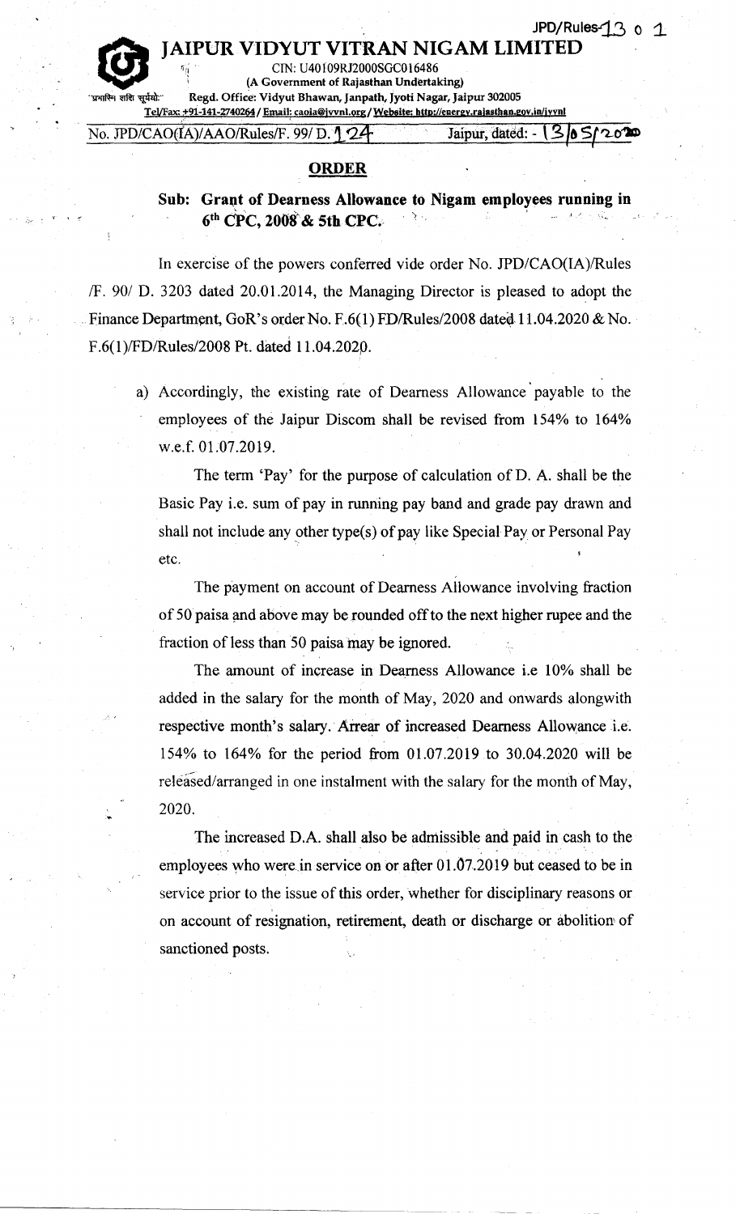JPD/Rules-13 0 1

# JAIPUR VIDYUT VITRAN NIGAM LIMITED

CIN: U40109RJ2000SGC016486
(A Government of Rajasthan Undertaking)
Regd. Office: Vidyut Bhawan, Janpath, Jyoti Nagar, Jaipur 302005
Tel/Fax: +91-141-2740264 / Email: caoia@jvvnl.org / Website: http://energy.rajasthan.gov.in/jvvnl

No. JPD/CAO(IA)/AAO/Rules/F. 99/ D. 124 Jaipur, dated: - 13/05/2020

## ORDER

**Sub: Grant of Dearness Allowance to Nigam employees running in 6th CPC, 2008 & 5th CPC.**

In exercise of the powers conferred vide order No. JPD/CAO(IA)/Rules /F. 90/ D. 3203 dated 20.01.2014, the Managing Director is pleased to adopt the Finance Department, GoR's order No. F.6(1) FD/Rules/2008 dated 11.04.2020 & No. F.6(1)/FD/Rules/2008 Pt. dated 11.04.2020.

a) Accordingly, the existing rate of Dearness Allowance payable to the employees of the Jaipur Discom shall be revised from 154% to 164% w.e.f. 01.07.2019.

The term 'Pay' for the purpose of calculation of D. A. shall be the Basic Pay i.e. sum of pay in running pay band and grade pay drawn and shall not include any other type(s) of pay like Special Pay or Personal Pay etc.

The payment on account of Dearness Allowance involving fraction of 50 paisa and above may be rounded off to the next higher rupee and the fraction of less than 50 paisa may be ignored.

The amount of increase in Dearness Allowance i.e 10% shall be added in the salary for the month of May, 2020 and onwards alongwith respective month's salary. Arrear of increased Dearness Allowance i.e. 154% to 164% for the period from 01.07.2019 to 30.04.2020 will be released/arranged in one instalment with the salary for the month of May, 2020.

The increased D.A. shall also be admissible and paid in cash to the employees who were in service on or after 01.07.2019 but ceased to be in service prior to the issue of this order, whether for disciplinary reasons or on account of resignation, retirement, death or discharge or abolition of sanctioned posts.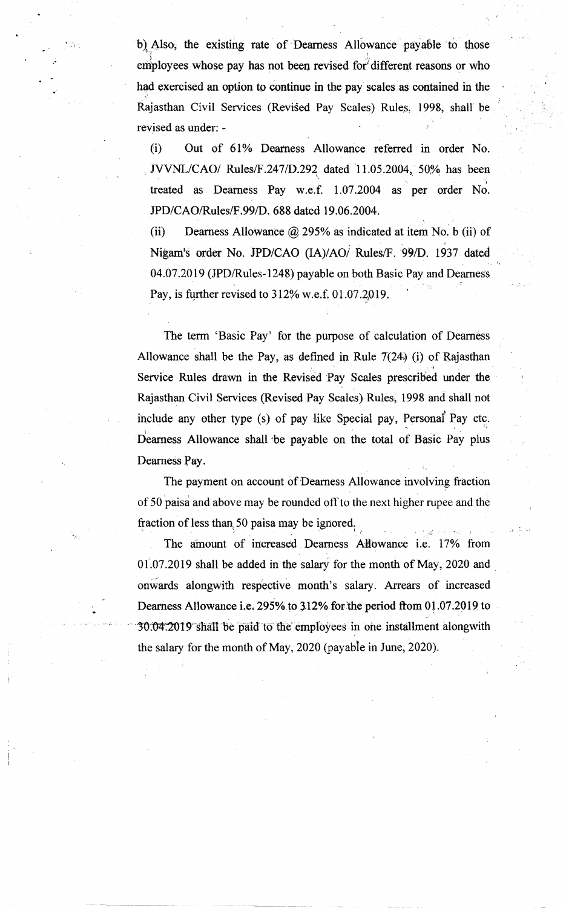b) Also, the existing rate of Dearness Allowance payable to those employees whose pay has not been revised for different reasons or who had exercised an option to continue in the pay scales as contained in the Rajasthan Civil Services (Revised Pay Scales) Rules, 1998, shall be revised as under: -

(i) Out of 61% Dearness Allowance referred in order No. JVVNL/CAO/ Rules/F.247/D.292 dated 11.05.2004, 50% has been treated as Dearness Pay w.e.f. 1.07.2004 as per order No. JPD/CAO/Rules/F.99/D. 688 dated 19.06.2004.

(ii) Dearness Allowance @ 295% as indicated at item No. b (ii) of Nigam's order No. JPD/CAO (IA)/AO/ Rules/F. 99/D. 1937 dated 04.07.2019 (JPD/Rules-1248) payable on both Basic Pay and Dearness Pay, is further revised to 312% w.e.f. 01.07.2019.

The term 'Basic Pay' for the purpose of calculation of Dearness Allowance shall be the Pay, as defined in Rule 7(24) (i) of Rajasthan Service Rules drawn in the Revised Pay Scales prescribed under the Rajasthan Civil Services (Revised Pay Scales) Rules, 1998 and shall not include any other type (s) of pay like Special pay, Personal Pay etc. Dearness Allowance shall be payable on the total of Basic Pay plus Dearness Pay.

The payment on account of Dearness Allowance involving fraction of 50 paisa and above may be rounded off to the next higher rupee and the fraction of less than 50 paisa may be ignored.

The amount of increased Dearness Allowance i.e. 17% from 01.07.2019 shall be added in the salary for the month of May, 2020 and onwards alongwith respective month's salary. Arrears of increased Dearness Allowance i.e. 295% to 312% for the period from 01.07.2019 to 30.04.2019 shall be paid to the employees in one installment alongwith the salary for the month of May, 2020 (payable in June, 2020).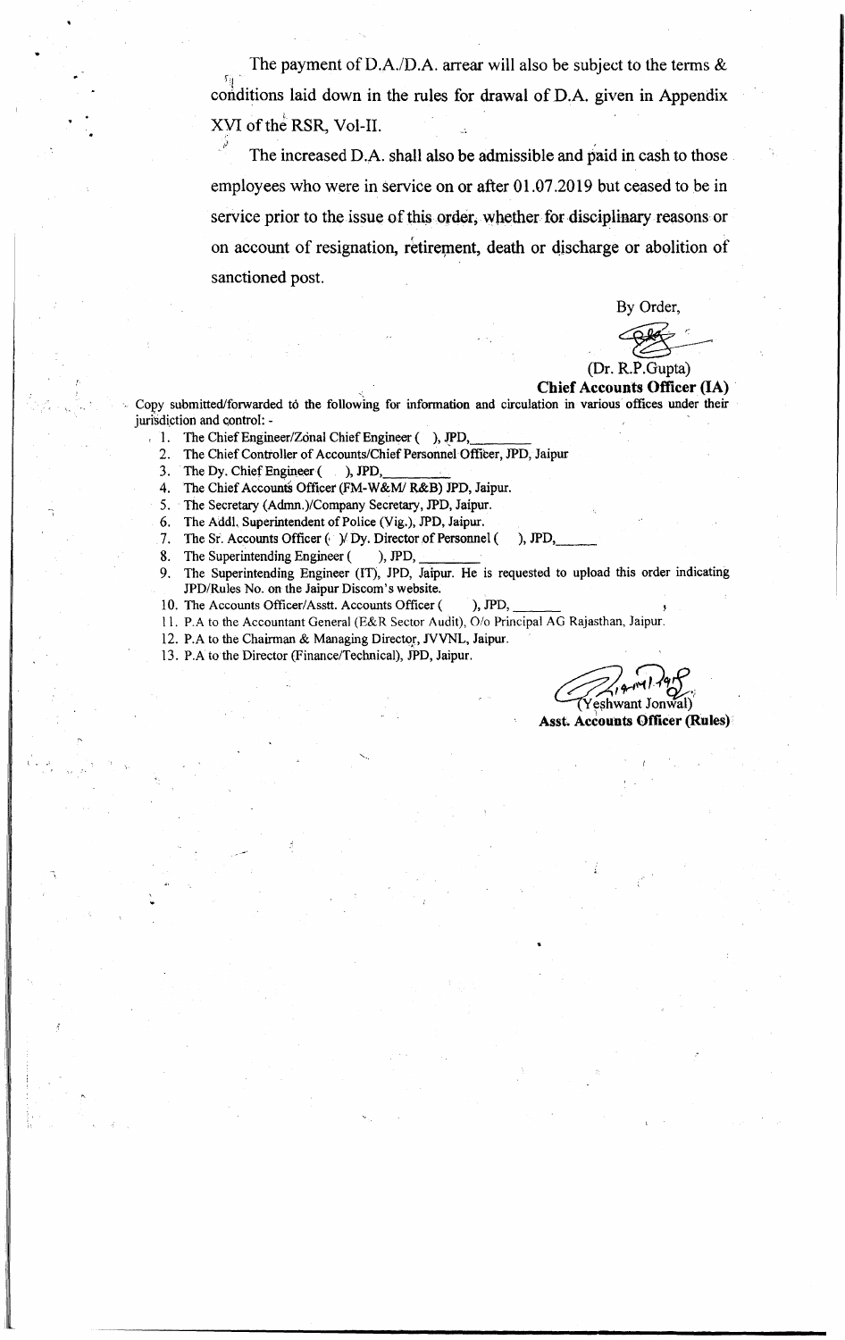The payment of D.A./D.A. arrear will also be subject to the terms & conditions laid down in the rules for drawal of D.A. given in Appendix XVI of the RSR, Vol-II.

The increased D.A. shall also be admissible and paid in cash to those employees who were in service on or after 01.07.2019 but ceased to be in service prior to the issue of this order, whether for disciplinary reasons or on account of resignation, retirement, death or discharge or abolition of sanctioned post.

By Order,

(Dr. R.P.Gupta)
**Chief Accounts Officer (IA)**

Copy submitted/forwarded to the following for information and circulation in various offices under their jurisdiction and control: -

1. The Chief Engineer/Zonal Chief Engineer ( ), JPD,________
2. The Chief Controller of Accounts/Chief Personnel Officer, JPD, Jaipur
3. The Dy. Chief Engineer ( ), JPD,________
4. The Chief Accounts Officer (FM-W&M/ R&B) JPD, Jaipur.
5. The Secretary (Admn.)/Company Secretary, JPD, Jaipur.
6. The Addl. Superintendent of Police (Vig.), JPD, Jaipur.
7. The Sr. Accounts Officer ( )/ Dy. Director of Personnel ( ), JPD,______
8. The Superintending Engineer ( ), JPD, ________
9. The Superintending Engineer (IT), JPD, Jaipur. He is requested to upload this order indicating JPD/Rules No. on the Jaipur Discom's website.
10. The Accounts Officer/Asstt. Accounts Officer ( ), JPD, ______
11. P.A to the Accountant General (E&R Sector Audit), O/o Principal AG Rajasthan, Jaipur.
12. P.A to the Chairman & Managing Director, JVVNL, Jaipur.
13. P.A to the Director (Finance/Technical), JPD, Jaipur.

(Yeshwant Jonwal)
**Asst. Accounts Officer (Rules)**